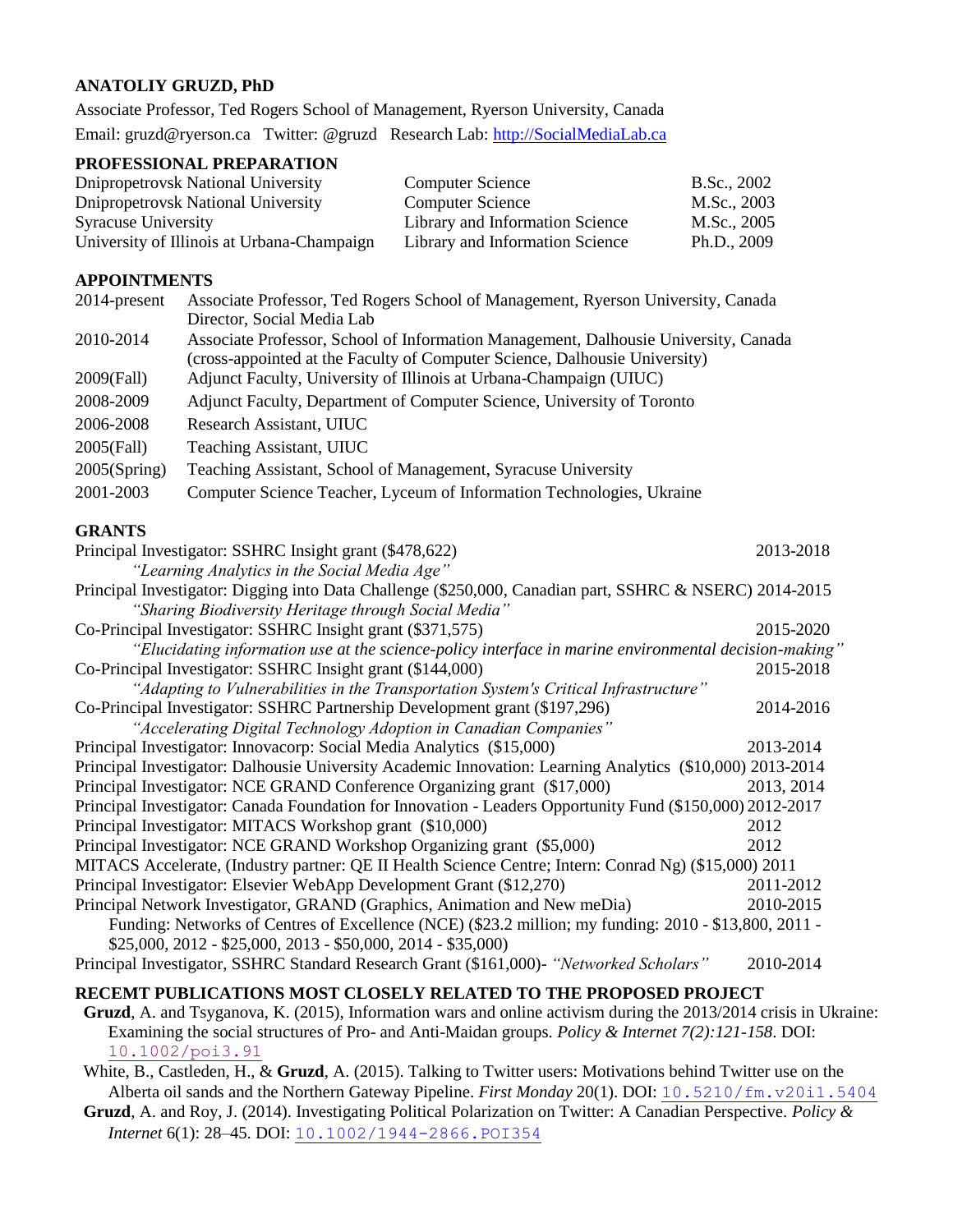# ANATOLIY GRUZD, PhD

Associate Professor, Ted Rogers School of Management, Ryerson University, Canada

Email: gruzd@ryerson.ca Twitter: @gruzd Research Lab: http://SocialMediaLab.ca

## PROFESSIONAL PREPARATION

| | | |
|---|---|---|
| Dnipropetrovsk National University | Computer Science | B.Sc., 2002 |
| Dnipropetrovsk National University | Computer Science | M.Sc., 2003 |
| Syracuse University | Library and Information Science | M.Sc., 2005 |
| University of Illinois at Urbana-Champaign | Library and Information Science | Ph.D., 2009 |

## APPOINTMENTS

| | |
|---|---|
| 2014-present | Associate Professor, Ted Rogers School of Management, Ryerson University, Canada<br>Director, Social Media Lab |
| 2010-2014 | Associate Professor, School of Information Management, Dalhousie University, Canada<br>(cross-appointed at the Faculty of Computer Science, Dalhousie University) |
| 2009(Fall) | Adjunct Faculty, University of Illinois at Urbana-Champaign (UIUC) |
| 2008-2009 | Adjunct Faculty, Department of Computer Science, University of Toronto |
| 2006-2008 | Research Assistant, UIUC |
| 2005(Fall) | Teaching Assistant, UIUC |
| 2005(Spring) | Teaching Assistant, School of Management, Syracuse University |
| 2001-2003 | Computer Science Teacher, Lyceum of Information Technologies, Ukraine |

## GRANTS

Principal Investigator: SSHRC Insight grant ($478,622) 2013-2018
*"Learning Analytics in the Social Media Age"*

Principal Investigator: Digging into Data Challenge ($250,000, Canadian part, SSHRC & NSERC) 2014-2015
*"Sharing Biodiversity Heritage through Social Media"*

Co-Principal Investigator: SSHRC Insight grant ($371,575) 2015-2020
*"Elucidating information use at the science-policy interface in marine environmental decision-making"*

Co-Principal Investigator: SSHRC Insight grant ($144,000) 2015-2018
*"Adapting to Vulnerabilities in the Transportation System's Critical Infrastructure"*

Co-Principal Investigator: SSHRC Partnership Development grant ($197,296) 2014-2016
*"Accelerating Digital Technology Adoption in Canadian Companies"*

Principal Investigator: Innovacorp: Social Media Analytics ($15,000) 2013-2014

Principal Investigator: Dalhousie University Academic Innovation: Learning Analytics ($10,000) 2013-2014

Principal Investigator: NCE GRAND Conference Organizing grant ($17,000) 2013, 2014

Principal Investigator: Canada Foundation for Innovation - Leaders Opportunity Fund ($150,000) 2012-2017

Principal Investigator: MITACS Workshop grant ($10,000) 2012

Principal Investigator: NCE GRAND Workshop Organizing grant ($5,000) 2012

MITACS Accelerate, (Industry partner: QE II Health Science Centre; Intern: Conrad Ng) ($15,000) 2011

Principal Investigator: Elsevier WebApp Development Grant ($12,270) 2011-2012

Principal Network Investigator, GRAND (Graphics, Animation and New meDia) 2010-2015
Funding: Networks of Centres of Excellence (NCE) ($23.2 million; my funding: 2010 - $13,800, 2011 - $25,000, 2012 - $25,000, 2013 - $50,000, 2014 - $35,000)

Principal Investigator, SSHRC Standard Research Grant ($161,000)- *"Networked Scholars"* 2010-2014

## RECEMT PUBLICATIONS MOST CLOSELY RELATED TO THE PROPOSED PROJECT

**Gruzd**, A. and Tsyganova, K. (2015), Information wars and online activism during the 2013/2014 crisis in Ukraine: Examining the social structures of Pro- and Anti-Maidan groups. *Policy & Internet 7(2):121-158*. DOI: 10.1002/poi3.91

White, B., Castleden, H., & **Gruzd**, A. (2015). Talking to Twitter users: Motivations behind Twitter use on the Alberta oil sands and the Northern Gateway Pipeline. *First Monday* 20(1). DOI: 10.5210/fm.v20i1.5404

**Gruzd**, A. and Roy, J. (2014). Investigating Political Polarization on Twitter: A Canadian Perspective. *Policy & Internet* 6(1): 28–45. DOI: 10.1002/1944-2866.POI354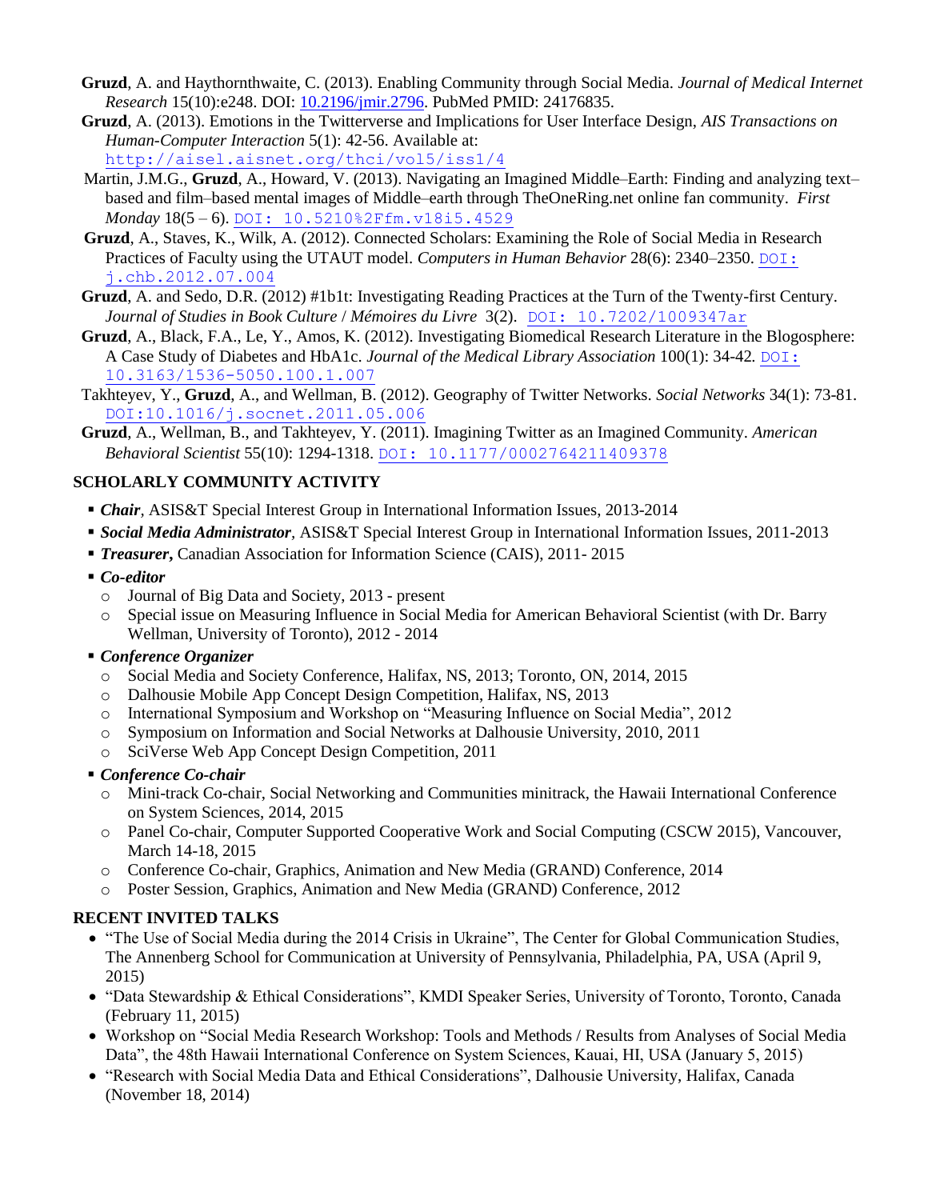**Gruzd**, A. and Haythornthwaite, C. (2013). Enabling Community through Social Media. *Journal of Medical Internet Research* 15(10):e248. DOI: 10.2196/jmir.2796. PubMed PMID: 24176835.

**Gruzd**, A. (2013). Emotions in the Twitterverse and Implications for User Interface Design, *AIS Transactions on Human-Computer Interaction* 5(1): 42-56. Available at: http://aisel.aisnet.org/thci/vol5/iss1/4

Martin, J.M.G., **Gruzd**, A., Howard, V. (2013). Navigating an Imagined Middle–Earth: Finding and analyzing text–based and film–based mental images of Middle–earth through TheOneRing.net online fan community. *First Monday* 18(5 – 6). DOI: 10.5210%2Ffm.v18i5.4529

**Gruzd**, A., Staves, K., Wilk, A. (2012). Connected Scholars: Examining the Role of Social Media in Research Practices of Faculty using the UTAUT model. *Computers in Human Behavior* 28(6): 2340–2350. DOI: j.chb.2012.07.004

**Gruzd**, A. and Sedo, D.R. (2012) #1b1t: Investigating Reading Practices at the Turn of the Twenty-first Century. *Journal of Studies in Book Culture / Mémoires du Livre* 3(2). DOI: 10.7202/1009347ar

**Gruzd**, A., Black, F.A., Le, Y., Amos, K. (2012). Investigating Biomedical Research Literature in the Blogosphere: A Case Study of Diabetes and HbA1c. *Journal of the Medical Library Association* 100(1): 34-42. DOI: 10.3163/1536-5050.100.1.007

Takhteyev, Y., **Gruzd**, A., and Wellman, B. (2012). Geography of Twitter Networks. *Social Networks* 34(1): 73-81. DOI:10.1016/j.socnet.2011.05.006

**Gruzd**, A., Wellman, B., and Takhteyev, Y. (2011). Imagining Twitter as an Imagined Community. *American Behavioral Scientist* 55(10): 1294-1318. DOI: 10.1177/0002764211409378

## SCHOLARLY COMMUNITY ACTIVITY

- ***Chair***, ASIS&T Special Interest Group in International Information Issues, 2013-2014
- ***Social Media Administrator***, ASIS&T Special Interest Group in International Information Issues, 2011-2013
- ***Treasurer***, Canadian Association for Information Science (CAIS), 2011- 2015
- ***Co-editor***
  - Journal of Big Data and Society, 2013 - present
  - Special issue on Measuring Influence in Social Media for American Behavioral Scientist (with Dr. Barry Wellman, University of Toronto), 2012 - 2014
- ***Conference Organizer***
  - Social Media and Society Conference, Halifax, NS, 2013; Toronto, ON, 2014, 2015
  - Dalhousie Mobile App Concept Design Competition, Halifax, NS, 2013
  - International Symposium and Workshop on "Measuring Influence on Social Media", 2012
  - Symposium on Information and Social Networks at Dalhousie University, 2010, 2011
  - SciVerse Web App Concept Design Competition, 2011
- ***Conference Co-chair***
  - Mini-track Co-chair, Social Networking and Communities minitrack, the Hawaii International Conference on System Sciences, 2014, 2015
  - Panel Co-chair, Computer Supported Cooperative Work and Social Computing (CSCW 2015), Vancouver, March 14-18, 2015
  - Conference Co-chair, Graphics, Animation and New Media (GRAND) Conference, 2014
  - Poster Session, Graphics, Animation and New Media (GRAND) Conference, 2012

## RECENT INVITED TALKS

- "The Use of Social Media during the 2014 Crisis in Ukraine", The Center for Global Communication Studies, The Annenberg School for Communication at University of Pennsylvania, Philadelphia, PA, USA (April 9, 2015)
- "Data Stewardship & Ethical Considerations", KMDI Speaker Series, University of Toronto, Toronto, Canada (February 11, 2015)
- Workshop on "Social Media Research Workshop: Tools and Methods / Results from Analyses of Social Media Data", the 48th Hawaii International Conference on System Sciences, Kauai, HI, USA (January 5, 2015)
- "Research with Social Media Data and Ethical Considerations", Dalhousie University, Halifax, Canada (November 18, 2014)